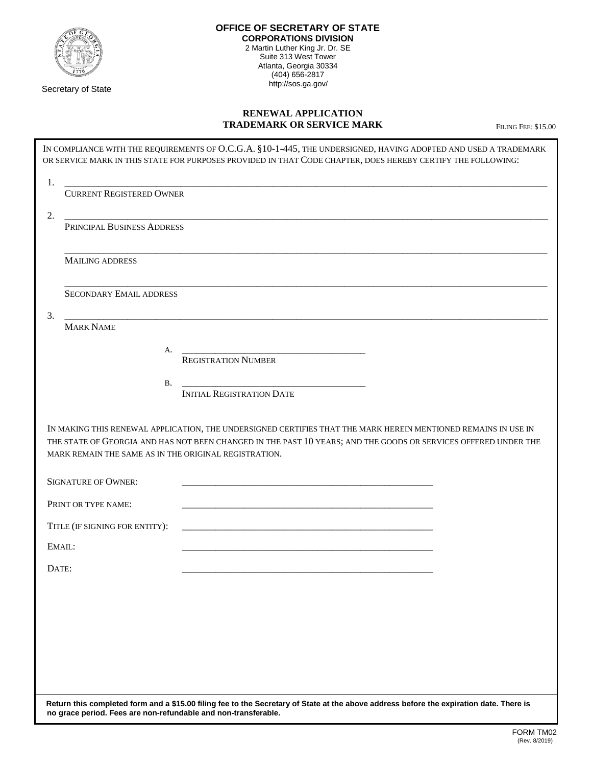Secretary of State

**OFFICE OF SECRETARY OF STATE**
**CORPORATIONS DIVISION**
2 Martin Luther King Jr. Dr. SE
Suite 313 West Tower
Atlanta, Georgia 30334
(404) 656-2817
http://sos.ga.gov/

## RENEWAL APPLICATION
## TRADEMARK OR SERVICE MARK

FILING FEE: $15.00

IN COMPLIANCE WITH THE REQUIREMENTS OF O.C.G.A. §10-1-445, THE UNDERSIGNED, HAVING ADOPTED AND USED A TRADEMARK OR SERVICE MARK IN THIS STATE FOR PURPOSES PROVIDED IN THAT CODE CHAPTER, DOES HEREBY CERTIFY THE FOLLOWING:

1. ______________________________________________
   CURRENT REGISTERED OWNER

2. ______________________________________________
   PRINCIPAL BUSINESS ADDRESS

   ______________________________________________
   MAILING ADDRESS

   ______________________________________________
   SECONDARY EMAIL ADDRESS

3. ______________________________________________
   MARK NAME

   A. ______________________________
      REGISTRATION NUMBER

   B. ______________________________
      INITIAL REGISTRATION DATE

IN MAKING THIS RENEWAL APPLICATION, THE UNDERSIGNED CERTIFIES THAT THE MARK HEREIN MENTIONED REMAINS IN USE IN THE STATE OF GEORGIA AND HAS NOT BEEN CHANGED IN THE PAST 10 YEARS; AND THE GOODS OR SERVICES OFFERED UNDER THE MARK REMAIN THE SAME AS IN THE ORIGINAL REGISTRATION.

SIGNATURE OF OWNER: ______________________________

PRINT OR TYPE NAME: ______________________________

TITLE (IF SIGNING FOR ENTITY): ______________________________

EMAIL: ______________________________

DATE: ______________________________

**Return this completed form and a $15.00 filing fee to the Secretary of State at the above address before the expiration date. There is no grace period. Fees are non-refundable and non-transferable.**

FORM TM02
(Rev. 8/2019)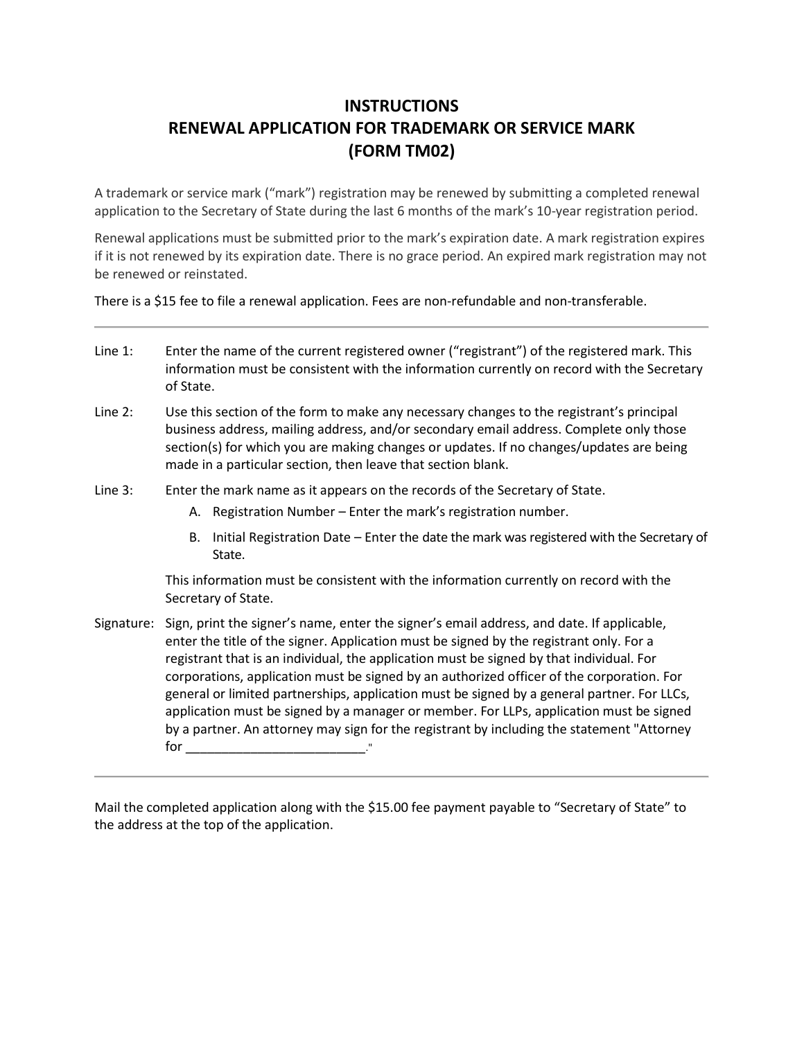# INSTRUCTIONS
# RENEWAL APPLICATION FOR TRADEMARK OR SERVICE MARK
# (FORM TM02)

A trademark or service mark ("mark") registration may be renewed by submitting a completed renewal application to the Secretary of State during the last 6 months of the mark's 10-year registration period.

Renewal applications must be submitted prior to the mark's expiration date. A mark registration expires if it is not renewed by its expiration date. There is no grace period. An expired mark registration may not be renewed or reinstated.

There is a $15 fee to file a renewal application. Fees are non-refundable and non-transferable.

---

**Line 1:** Enter the name of the current registered owner ("registrant") of the registered mark. This information must be consistent with the information currently on record with the Secretary of State.

**Line 2:** Use this section of the form to make any necessary changes to the registrant's principal business address, mailing address, and/or secondary email address. Complete only those section(s) for which you are making changes or updates. If no changes/updates are being made in a particular section, then leave that section blank.

**Line 3:** Enter the mark name as it appears on the records of the Secretary of State.

A. Registration Number – Enter the mark's registration number.

B. Initial Registration Date – Enter the date the mark was registered with the Secretary of State.

This information must be consistent with the information currently on record with the Secretary of State.

**Signature:** Sign, print the signer's name, enter the signer's email address, and date. If applicable, enter the title of the signer. Application must be signed by the registrant only. For a registrant that is an individual, the application must be signed by that individual. For corporations, application must be signed by an authorized officer of the corporation. For general or limited partnerships, application must be signed by a general partner. For LLCs, application must be signed by a manager or member. For LLPs, application must be signed by a partner. An attorney may sign for the registrant by including the statement "Attorney for _________________________."

---

Mail the completed application along with the $15.00 fee payment payable to "Secretary of State" to the address at the top of the application.